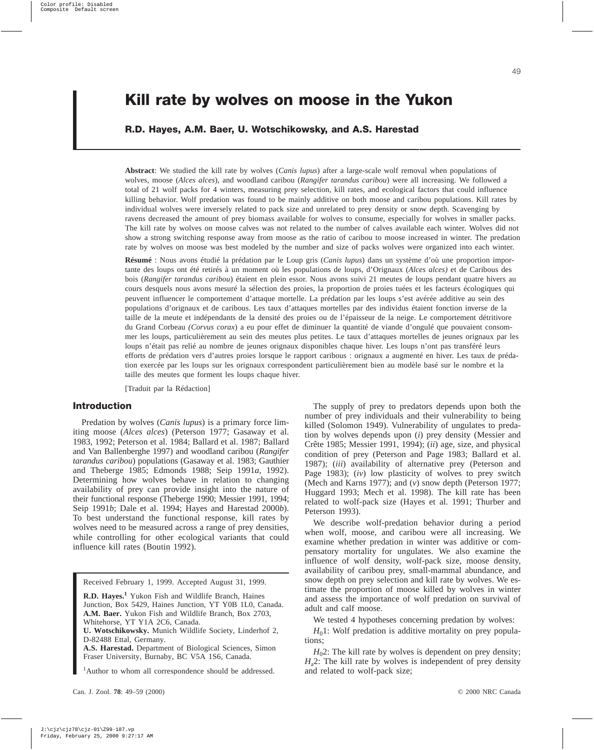# Kill rate by wolves on moose in the Yukon

**R.D. Hayes, A.M. Baer, U. Wotschikowsky, and A.S. Harestad**

**Abstract**: We studied the kill rate by wolves (*Canis lupus*) after a large-scale wolf removal when populations of wolves, moose (*Alces alces*), and woodland caribou (*Rangifer tarandus caribou*) were all increasing. We followed a total of 21 wolf packs for 4 winters, measuring prey selection, kill rates, and ecological factors that could influence killing behavior. Wolf predation was found to be mainly additive on both moose and caribou populations. Kill rates by individual wolves were inversely related to pack size and unrelated to prey density or snow depth. Scavenging by ravens decreased the amount of prey biomass available for wolves to consume, especially for wolves in smaller packs. The kill rate by wolves on moose calves was not related to the number of calves available each winter. Wolves did not show a strong switching response away from moose as the ratio of caribou to moose increased in winter. The predation rate by wolves on moose was best modeled by the number and size of packs wolves were organized into each winter.

**Résumé** : Nous avons étudié la prédation par le Loup gris (*Canis lupus*) dans un système d'où une proportion importante des loups ont été retirés à un moment où les populations de loups, d'Orignaux (*Alces alces)* et de Caribous des bois (*Rangifer tarandus caribou*) étaient en plein essor. Nous avons suivi 21 meutes de loups pendant quatre hivers au cours desquels nous avons mesuré la sélection des proies, la proportion de proies tuées et les facteurs écologiques qui peuvent influencer le comportement d'attaque mortelle. La prédation par les loups s'est avérée additive au sein des populations d'orignaux et de caribous. Les taux d'attaques mortelles par des individus étaient fonction inverse de la taille de la meute et indépendants de la densité des proies ou de l'épaisseur de la neige. Le comportement détritivore du Grand Corbeau *(Corvus corax*) a eu pour effet de diminuer la quantité de viande d'ongulé que pouvaient consommer les loups, particulièrement au sein des meutes plus petites. Le taux d'attaques mortelles de jeunes orignaux par les loups n'était pas relié au nombre de jeunes orignaux disponibles chaque hiver. Les loups n'ont pas transféré leurs efforts de prédation vers d'autres proies lorsque le rapport caribous : orignaux a augmenté en hiver. Les taux de prédation exercée par les loups sur les orignaux correspondent particulièrement bien au modèle basé sur le nombre et la taille des meutes que forment les loups chaque hiver.

[Traduit par la Rédaction]

## Introduction

Predation by wolves (*Canis lupus*) is a primary force limiting moose (*Alces alces*) (Peterson 1977; Gasaway et al. 1983, 1992; Peterson et al. 1984; Ballard et al. 1987; Ballard and Van Ballenberghe 1997) and woodland caribou (*Rangifer tarandus caribou*) populations (Gasaway et al. 1983; Gauthier and Theberge 1985; Edmonds 1988; Seip 1991*a*, 1992). Determining how wolves behave in relation to changing availability of prey can provide insight into the nature of their functional response (Theberge 1990; Messier 1991, 1994; Seip 1991*b*; Dale et al. 1994; Hayes and Harestad 2000*b*). To best understand the functional response, kill rates by wolves need to be measured across a range of prey densities, while controlling for other ecological variants that could influence kill rates (Boutin 1992).

Received February 1, 1999. Accepted August 31, 1999.

**R.D. Hayes.**[1] Yukon Fish and Wildlife Branch, Haines Junction, Box 5429, Haines Junction, YT Y0B 1L0, Canada.
**A.M. Baer.** Yukon Fish and Wildlife Branch, Box 2703, Whitehorse, YT Y1A 2C6, Canada.
**U. Wotschikowsky.** Munich Wildlife Society, Linderhof 2, D-82488 Ettal, Germany.
**A.S. Harestad.** Department of Biological Sciences, Simon Fraser University, Burnaby, BC V5A 1S6, Canada.

[1]Author to whom all correspondence should be addressed.

The supply of prey to predators depends upon both the number of prey individuals and their vulnerability to being killed (Solomon 1949). Vulnerability of ungulates to predation by wolves depends upon (*i*) prey density (Messier and Crête 1985; Messier 1991, 1994); (*ii*) age, size, and physical condition of prey (Peterson and Page 1983; Ballard et al. 1987); (*iii*) availability of alternative prey (Peterson and Page 1983); (*iv*) low plasticity of wolves to prey switch (Mech and Karns 1977); and (*v*) snow depth (Peterson 1977; Huggard 1993; Mech et al. 1998). The kill rate has been related to wolf-pack size (Hayes et al. 1991; Thurber and Peterson 1993).

We describe wolf-predation behavior during a period when wolf, moose, and caribou were all increasing. We examine whether predation in winter was additive or compensatory mortality for ungulates. We also examine the influence of wolf density, wolf-pack size, moose density, availability of caribou prey, small-mammal abundance, and snow depth on prey selection and kill rate by wolves. We estimate the proportion of moose killed by wolves in winter and assess the importance of wolf predation on survival of adult and calf moose.

We tested 4 hypotheses concerning predation by wolves:

$H_0$1: Wolf predation is additive mortality on prey populations;

$H_0$2: The kill rate by wolves is dependent on prey density; $H_a$2: The kill rate by wolves is independent of prey density and related to wolf-pack size;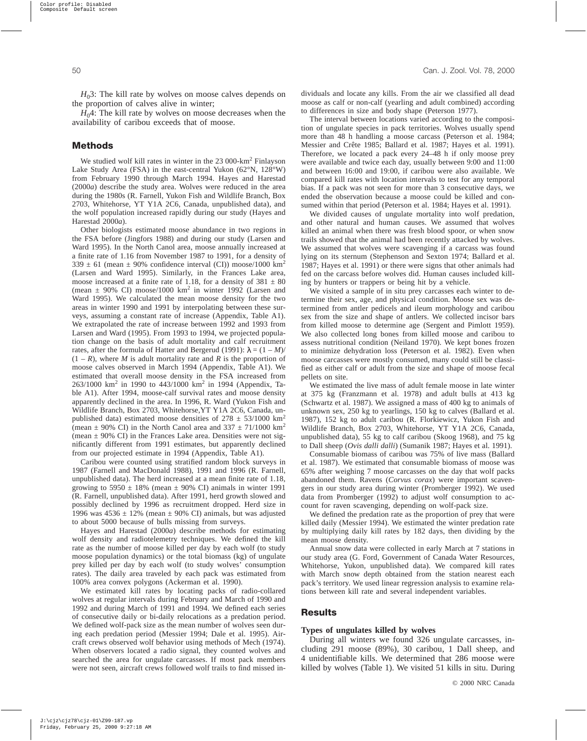$H_0$3: The kill rate by wolves on moose calves depends on the proportion of calves alive in winter;

$H_0$4: The kill rate by wolves on moose decreases when the availability of caribou exceeds that of moose.

## Methods

We studied wolf kill rates in winter in the 23 000-km$^2$ Finlayson Lake Study Area (FSA) in the east-central Yukon (62°N, 128°W) from February 1990 through March 1994. Hayes and Harestad (2000*a*) describe the study area. Wolves were reduced in the area during the 1980s (R. Farnell, Yukon Fish and Wildlife Branch, Box 2703, Whitehorse, YT Y1A 2C6, Canada, unpublished data), and the wolf population increased rapidly during our study (Hayes and Harestad 2000*a*).

Other biologists estimated moose abundance in two regions in the FSA before (Jingfors 1988) and during our study (Larsen and Ward 1995). In the North Canol area, moose annually increased at a finite rate of 1.16 from November 1987 to 1991, for a density of 339 ± 61 (mean ± 90% confidence interval (CI)) moose/1000 km$^2$ (Larsen and Ward 1995). Similarly, in the Frances Lake area, moose increased at a finite rate of 1.18, for a density of 381 ± 80 (mean ± 90% CI) moose/1000 km$^2$ in winter 1992 (Larsen and Ward 1995). We calculated the mean moose density for the two areas in winter 1990 and 1991 by interpolating between these surveys, assuming a constant rate of increase (Appendix, Table A1). We extrapolated the rate of increase between 1992 and 1993 from Larsen and Ward (1995). From 1993 to 1994, we projected population change on the basis of adult mortality and calf recruitment rates, after the formula of Hatter and Bergerud (1991): $\lambda = (1 - M)/(1 - R)$, where $M$ is adult mortality rate and $R$ is the proportion of moose calves observed in March 1994 (Appendix, Table A1). We estimated that overall moose density in the FSA increased from 263/1000 km$^2$ in 1990 to 443/1000 km$^2$ in 1994 (Appendix, Table A1). After 1994, moose-calf survival rates and moose density apparently declined in the area. In 1996, R. Ward (Yukon Fish and Wildlife Branch, Box 2703, Whitehorse, YT Y1A 2C6, Canada, unpublished data) estimated moose densities of 278 ± 53/1000 km$^2$ (mean ± 90% CI) in the North Canol area and 337 ± 71/1000 km$^2$ (mean ± 90% CI) in the Frances Lake area. Densities were not significantly different from 1991 estimates, but apparently declined from our projected estimate in 1994 (Appendix, Table A1).

Caribou were counted using stratified random block surveys in 1987 (Farnell and MacDonald 1988), 1991 and 1996 (R. Farnell, unpublished data). The herd increased at a mean finite rate of 1.18, growing to 5950 ± 18% (mean ± 90% CI) animals in winter 1991 (R. Farnell, unpublished data). After 1991, herd growth slowed and possibly declined by 1996 as recruitment dropped. Herd size in 1996 was 4536 ± 12% (mean ± 90% CI) animals, but was adjusted to about 5000 because of bulls missing from surveys.

Hayes and Harestad (2000*a*) describe methods for estimating wolf density and radiotelemetry techniques. We defined the kill rate as the number of moose killed per day by each wolf (to study moose population dynamics) or the total biomass (kg) of ungulate prey killed per day by each wolf (to study wolves' consumption rates). The daily area traveled by each pack was estimated from 100% area convex polygons (Ackerman et al. 1990).

We estimated kill rates by locating packs of radio-collared wolves at regular intervals during February and March of 1990 and 1992 and during March of 1991 and 1994. We defined each series of consecutive daily or bi-daily relocations as a predation period. We defined wolf-pack size as the mean number of wolves seen during each predation period (Messier 1994; Dale et al. 1995). Aircraft crews observed wolf behavior using methods of Mech (1974). When observers located a radio signal, they counted wolves and searched the area for ungulate carcasses. If most pack members were not seen, aircraft crews followed wolf trails to find missed individuals and locate any kills. From the air we classified all dead moose as calf or non-calf (yearling and adult combined) according to differences in size and body shape (Peterson 1977).

The interval between locations varied according to the composition of ungulate species in pack territories. Wolves usually spend more than 48 h handling a moose carcass (Peterson et al. 1984; Messier and Crête 1985; Ballard et al. 1987; Hayes et al. 1991). Therefore, we located a pack every 24–48 h if only moose prey were available and twice each day, usually between 9:00 and 11:00 and between 16:00 and 19:00, if caribou were also available. We compared kill rates with location intervals to test for any temporal bias. If a pack was not seen for more than 3 consecutive days, we ended the observation because a moose could be killed and consumed within that period (Peterson et al. 1984; Hayes et al. 1991).

We divided causes of ungulate mortality into wolf predation, and other natural and human causes. We assumed that wolves killed an animal when there was fresh blood spoor, or when snow trails showed that the animal had been recently attacked by wolves. We assumed that wolves were scavenging if a carcass was found lying on its sternum (Stephenson and Sexton 1974; Ballard et al. 1987; Hayes et al. 1991) or there were signs that other animals had fed on the carcass before wolves did. Human causes included killing by hunters or trappers or being hit by a vehicle.

We visited a sample of in situ prey carcasses each winter to determine their sex, age, and physical condition. Moose sex was determined from antler pedicels and ileum morphology and caribou sex from the size and shape of antlers. We collected incisor bars from killed moose to determine age (Sergent and Pimlott 1959). We also collected long bones from killed moose and caribou to assess nutritional condition (Neiland 1970). We kept bones frozen to minimize dehydration loss (Peterson et al. 1982). Even when moose carcasses were mostly consumed, many could still be classified as either calf or adult from the size and shape of moose fecal pellets on site.

We estimated the live mass of adult female moose in late winter at 375 kg (Franzmann et al. 1978) and adult bulls at 413 kg (Schwartz et al. 1987). We assigned a mass of 400 kg to animals of unknown sex, 250 kg to yearlings, 150 kg to calves (Ballard et al. 1987), 152 kg to adult caribou (R. Florkiewicz, Yukon Fish and Wildlife Branch, Box 2703, Whitehorse, YT Y1A 2C6, Canada, unpublished data), 55 kg to calf caribou (Skoog 1968), and 75 kg to Dall sheep (*Ovis dalli dalli*) (Sumanik 1987; Hayes et al. 1991).

Consumable biomass of caribou was 75% of live mass (Ballard et al. 1987). We estimated that consumable biomass of moose was 65% after weighing 7 moose carcasses on the day that wolf packs abandoned them. Ravens (*Corvus corax*) were important scavengers in our study area during winter (Promberger 1992). We used data from Promberger (1992) to adjust wolf consumption to account for raven scavenging, depending on wolf-pack size.

We defined the predation rate as the proportion of prey that were killed daily (Messier 1994). We estimated the winter predation rate by multiplying daily kill rates by 182 days, then dividing by the mean moose density.

Annual snow data were collected in early March at 7 stations in our study area (G. Ford, Government of Canada Water Resources, Whitehorse, Yukon, unpublished data). We compared kill rates with March snow depth obtained from the station nearest each pack's territory. We used linear regression analysis to examine relations between kill rate and several independent variables.

## Results

### Types of ungulates killed by wolves

During all winters we found 326 ungulate carcasses, including 291 moose (89%), 30 caribou, 1 Dall sheep, and 4 unidentifiable kills. We determined that 286 moose were killed by wolves (Table 1). We visited 51 kills in situ. During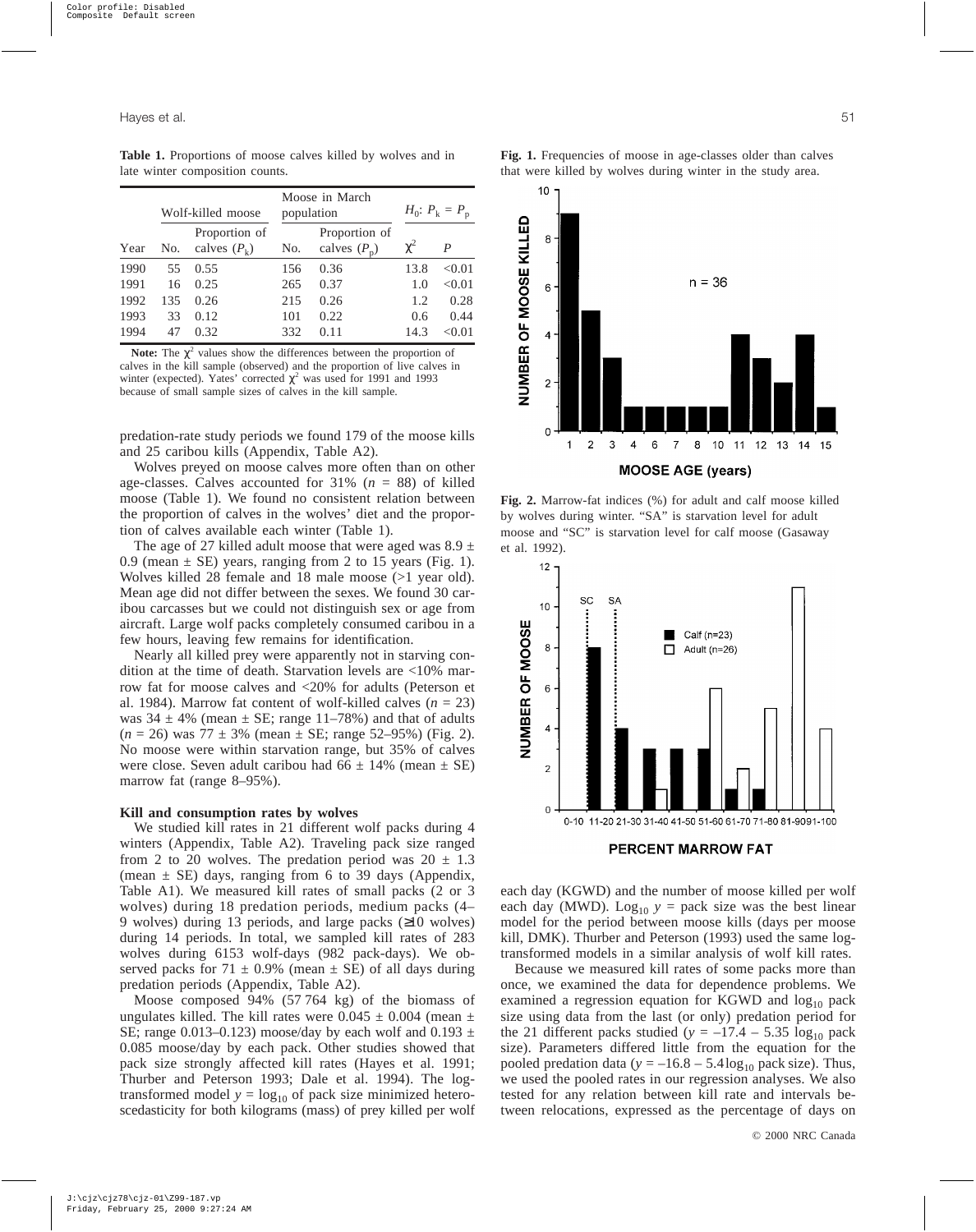**Table 1.** Proportions of moose calves killed by wolves and in late winter composition counts.

| | Wolf-killed moose | | Moose in March population | | $H_0$: $P_k = P_p$ | |
|---|---|---|---|---|---|---|
| Year | No. | Proportion of calves ($P_k$) | No. | Proportion of calves ($P_p$) | $\chi^2$ | $P$ |
| 1990 | 55 | 0.55 | 156 | 0.36 | 13.8 | <0.01 |
| 1991 | 16 | 0.25 | 265 | 0.37 | 1.0 | <0.01 |
| 1992 | 135 | 0.26 | 215 | 0.26 | 1.2 | 0.28 |
| 1993 | 33 | 0.12 | 101 | 0.22 | 0.6 | 0.44 |
| 1994 | 47 | 0.32 | 332 | 0.11 | 14.3 | <0.01 |

**Note:** The $\chi^2$ values show the differences between the proportion of calves in the kill sample (observed) and the proportion of live calves in winter (expected). Yates' corrected $\chi^2$ was used for 1991 and 1993 because of small sample sizes of calves in the kill sample.

predation-rate study periods we found 179 of the moose kills and 25 caribou kills (Appendix, Table A2).

Wolves preyed on moose calves more often than on other age-classes. Calves accounted for 31% ($n$ = 88) of killed moose (Table 1). We found no consistent relation between the proportion of calves in the wolves' diet and the proportion of calves available each winter (Table 1).

The age of 27 killed adult moose that were aged was 8.9 ± 0.9 (mean ± SE) years, ranging from 2 to 15 years (Fig. 1). Wolves killed 28 female and 18 male moose (>1 year old). Mean age did not differ between the sexes. We found 30 caribou carcasses but we could not distinguish sex or age from aircraft. Large wolf packs completely consumed caribou in a few hours, leaving few remains for identification.

Nearly all killed prey were apparently not in starving condition at the time of death. Starvation levels are <10% marrow fat for moose calves and <20% for adults (Peterson et al. 1984). Marrow fat content of wolf-killed calves ($n$ = 23) was 34 ± 4% (mean ± SE; range 11–78%) and that of adults ($n$ = 26) was 77 ± 3% (mean ± SE; range 52–95%) (Fig. 2). No moose were within starvation range, but 35% of calves were close. Seven adult caribou had 66 ± 14% (mean ± SE) marrow fat (range 8–95%).

### Kill and consumption rates by wolves

We studied kill rates in 21 different wolf packs during 4 winters (Appendix, Table A2). Traveling pack size ranged from 2 to 20 wolves. The predation period was 20 ± 1.3 (mean ± SE) days, ranging from 6 to 39 days (Appendix, Table A1). We measured kill rates of small packs (2 or 3 wolves) during 18 predation periods, medium packs (4–9 wolves) during 13 periods, and large packs (≥10 wolves) during 14 periods. In total, we sampled kill rates of 283 wolves during 6153 wolf-days (982 pack-days). We observed packs for 71 ± 0.9% (mean ± SE) of all days during predation periods (Appendix, Table A2).

Moose composed 94% (57 764 kg) of the biomass of ungulates killed. The kill rates were 0.045 ± 0.004 (mean ± SE; range 0.013–0.123) moose/day by each wolf and 0.193 ± 0.085 moose/day by each pack. Other studies showed that pack size strongly affected kill rates (Hayes et al. 1991; Thurber and Peterson 1993; Dale et al. 1994). The log-transformed model $y = \log_{10}$ of pack size minimized heteroscedasticity for both kilograms (mass) of prey killed per wolf each day (KGWD) and the number of moose killed per wolf each day (MWD). $\log_{10} y$ = pack size was the best linear model for the period between moose kills (days per moose kill, DMK). Thurber and Peterson (1993) used the same log-transformed models in a similar analysis of wolf kill rates.

Because we measured kill rates of some packs more than once, we examined the data for dependence problems. We examined a regression equation for KGWD and $\log_{10}$ pack size using data from the last (or only) predation period for the 21 different packs studied ($y = -17.4 - 5.35 \log_{10}$ pack size). Parameters differed little from the equation for the pooled predation data ($y = -16.8 - 5.4\log_{10}$ pack size). Thus, we used the pooled rates in our regression analyses. We also tested for any relation between kill rate and intervals between relocations, expressed as the percentage of days on

**Fig. 1.** Frequencies of moose in age-classes older than calves that were killed by wolves during winter in the study area.

**Fig. 2.** Marrow-fat indices (%) for adult and calf moose killed by wolves during winter. "SA" is starvation level for adult moose and "SC" is starvation level for calf moose (Gasaway et al. 1992).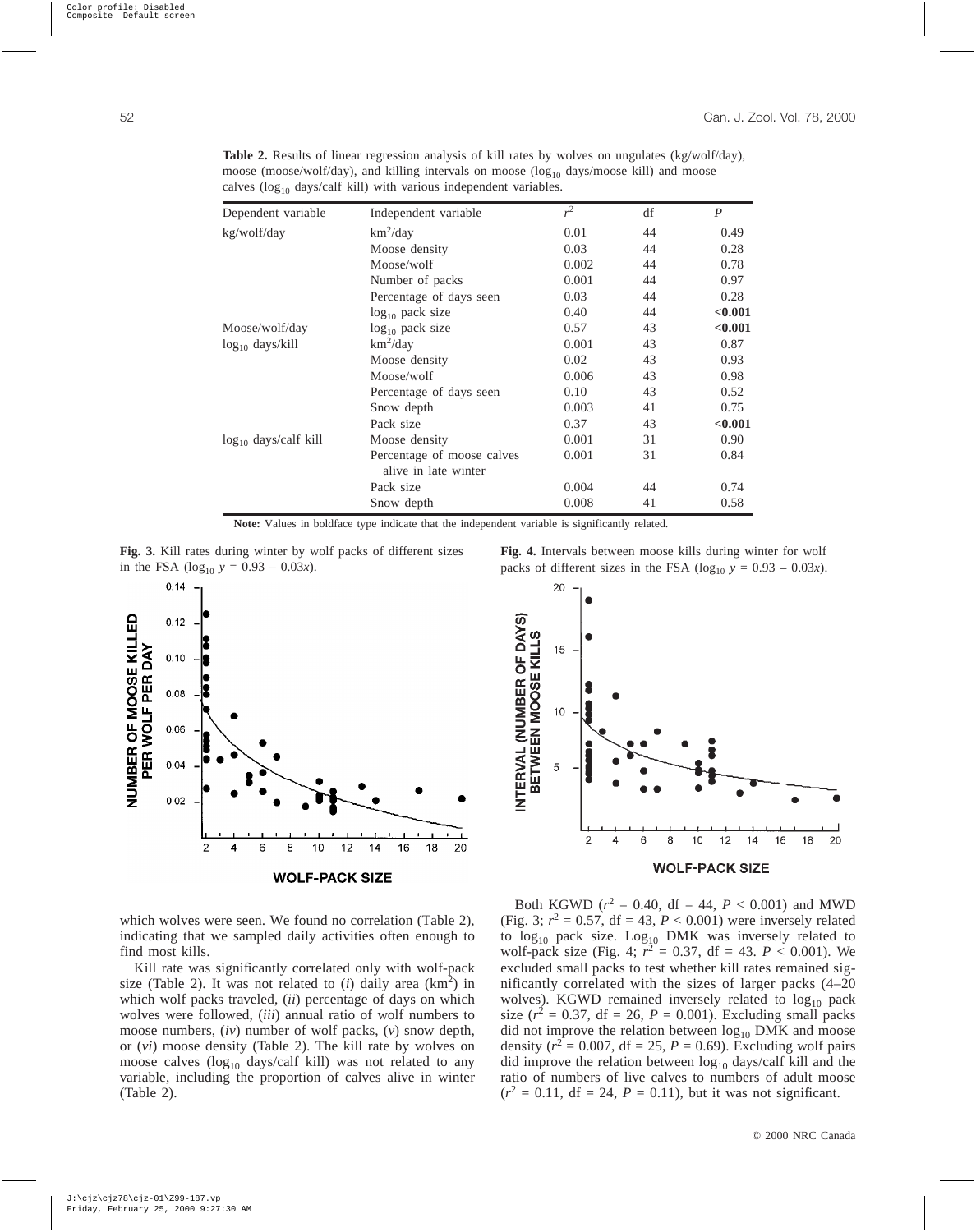**Table 2.** Results of linear regression analysis of kill rates by wolves on ungulates (kg/wolf/day), moose (moose/wolf/day), and killing intervals on moose ($\log_{10}$ days/moose kill) and moose calves ($\log_{10}$ days/calf kill) with various independent variables.

| Dependent variable | Independent variable | $r^2$ | df | $P$ |
|---|---|---|---|---|
| kg/wolf/day | km$^2$/day | 0.01 | 44 | 0.49 |
| | Moose density | 0.03 | 44 | 0.28 |
| | Moose/wolf | 0.002 | 44 | 0.78 |
| | Number of packs | 0.001 | 44 | 0.97 |
| | Percentage of days seen | 0.03 | 44 | 0.28 |
| | $\log_{10}$ pack size | 0.40 | 44 | **<0.001** |
| Moose/wolf/day | $\log_{10}$ pack size | 0.57 | 43 | **<0.001** |
| $\log_{10}$ days/kill | km$^2$/day | 0.001 | 43 | 0.87 |
| | Moose density | 0.02 | 43 | 0.93 |
| | Moose/wolf | 0.006 | 43 | 0.98 |
| | Percentage of days seen | 0.10 | 43 | 0.52 |
| | Snow depth | 0.003 | 41 | 0.75 |
| | Pack size | 0.37 | 43 | **<0.001** |
| $\log_{10}$ days/calf kill | Moose density | 0.001 | 31 | 0.90 |
| | Percentage of moose calves alive in late winter | 0.001 | 31 | 0.84 |
| | Pack size | 0.004 | 44 | 0.74 |
| | Snow depth | 0.008 | 41 | 0.58 |

**Note:** Values in boldface type indicate that the independent variable is significantly related.

**Fig. 3.** Kill rates during winter by wolf packs of different sizes in the FSA ($\log_{10} y = 0.93 - 0.03x$).

**Fig. 4.** Intervals between moose kills during winter for wolf packs of different sizes in the FSA ($\log_{10} y = 0.93 - 0.03x$).

which wolves were seen. We found no correlation (Table 2), indicating that we sampled daily activities often enough to find most kills.

Kill rate was significantly correlated only with wolf-pack size (Table 2). It was not related to (*i*) daily area (km$^2$) in which wolf packs traveled, (*ii*) percentage of days on which wolves were followed, (*iii*) annual ratio of wolf numbers to moose numbers, (*iv*) number of wolf packs, (*v*) snow depth, or (*vi*) moose density (Table 2). The kill rate by wolves on moose calves ($\log_{10}$ days/calf kill) was not related to any variable, including the proportion of calves alive in winter (Table 2).

Both KGWD ($r^2 = 0.40$, df = 44, $P < 0.001$) and MWD (Fig. 3; $r^2 = 0.57$, df = 43, $P < 0.001$) were inversely related to $\log_{10}$ pack size. $\text{Log}_{10}$ DMK was inversely related to wolf-pack size (Fig. 4; $r^2 = 0.37$, df = 43. $P < 0.001$). We excluded small packs to test whether kill rates remained significantly correlated with the sizes of larger packs (4–20 wolves). KGWD remained inversely related to $\log_{10}$ pack size ($r^2 = 0.37$, df = 26, $P = 0.001$). Excluding small packs did not improve the relation between $\log_{10}$ DMK and moose density ($r^2 = 0.007$, df = 25, $P = 0.69$). Excluding wolf pairs did improve the relation between $\log_{10}$ days/calf kill and the ratio of numbers of live calves to numbers of adult moose ($r^2 = 0.11$, df = 24, $P = 0.11$), but it was not significant.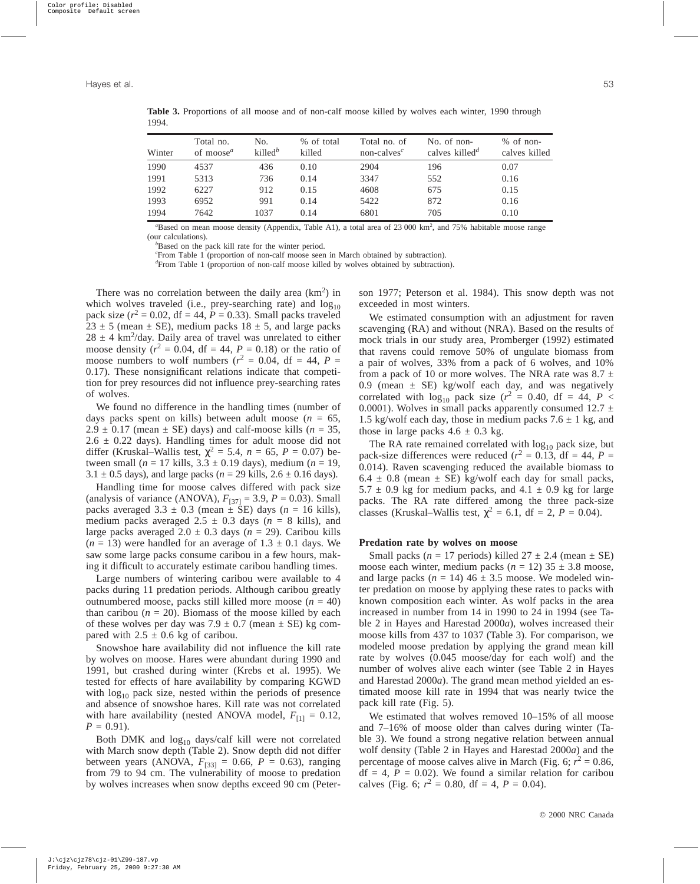**Table 3.** Proportions of all moose and of non-calf moose killed by wolves each winter, 1990 through 1994.

| Winter | Total no. of moose[a] | No. killed[b] | % of total killed | Total no. of non-calves[c] | No. of non-calves killed[d] | % of non-calves killed |
|---|---|---|---|---|---|---|
| 1990 | 4537 | 436 | 0.10 | 2904 | 196 | 0.07 |
| 1991 | 5313 | 736 | 0.14 | 3347 | 552 | 0.16 |
| 1992 | 6227 | 912 | 0.15 | 4608 | 675 | 0.15 |
| 1993 | 6952 | 991 | 0.14 | 5422 | 872 | 0.16 |
| 1994 | 7642 | 1037 | 0.14 | 6801 | 705 | 0.10 |

[a]Based on mean moose density (Appendix, Table A1), a total area of 23 000 km$^2$, and 75% habitable moose range (our calculations).

[b]Based on the pack kill rate for the winter period.

[c]From Table 1 (proportion of non-calf moose seen in March obtained by subtraction).

[d]From Table 1 (proportion of non-calf moose killed by wolves obtained by subtraction).

There was no correlation between the daily area (km$^2$) in which wolves traveled (i.e., prey-searching rate) and $\log_{10}$ pack size ($r^2 = 0.02$, df = 44, $P = 0.33$). Small packs traveled $23 \pm 5$ (mean ± SE), medium packs $18 \pm 5$, and large packs $28 \pm 4$ km$^2$/day. Daily area of travel was unrelated to either moose density ($r^2 = 0.04$, df = 44, $P = 0.18$) or the ratio of moose numbers to wolf numbers ($r^2 = 0.04$, df = 44, $P = 0.17$). These nonsignificant relations indicate that competition for prey resources did not influence prey-searching rates of wolves.

We found no difference in the handling times (number of days packs spent on kills) between adult moose ($n = 65$, $2.9 \pm 0.17$ (mean ± SE) days) and calf-moose kills ($n = 35$, $2.6 \pm 0.22$ days). Handling times for adult moose did not differ (Kruskal–Wallis test, $\chi^2 = 5.4$, $n = 65$, $P = 0.07$) between small ($n = 17$ kills, $3.3 \pm 0.19$ days), medium ($n = 19$, $3.1 \pm 0.5$ days), and large packs ($n = 29$ kills, $2.6 \pm 0.16$ days).

Handling time for moose calves differed with pack size (analysis of variance (ANOVA), $F_{[37]} = 3.9$, $P = 0.03$). Small packs averaged $3.3 \pm 0.3$ (mean ± SE) days ($n = 16$ kills), medium packs averaged $2.5 \pm 0.3$ days ($n = 8$ kills), and large packs averaged $2.0 \pm 0.3$ days ($n = 29$). Caribou kills ($n = 13$) were handled for an average of $1.3 \pm 0.1$ days. We saw some large packs consume caribou in a few hours, making it difficult to accurately estimate caribou handling times.

Large numbers of wintering caribou were available to 4 packs during 11 predation periods. Although caribou greatly outnumbered moose, packs still killed more moose ($n = 40$) than caribou ($n = 20$). Biomass of the moose killed by each of these wolves per day was $7.9 \pm 0.7$ (mean ± SE) kg compared with $2.5 \pm 0.6$ kg of caribou.

Snowshoe hare availability did not influence the kill rate by wolves on moose. Hares were abundant during 1990 and 1991, but crashed during winter (Krebs et al. 1995). We tested for effects of hare availability by comparing KGWD with $\log_{10}$ pack size, nested within the periods of presence and absence of snowshoe hares. Kill rate was not correlated with hare availability (nested ANOVA model, $F_{[1]} = 0.12$, $P = 0.91$).

Both DMK and $\log_{10}$ days/calf kill were not correlated with March snow depth (Table 2). Snow depth did not differ between years (ANOVA, $F_{[33]} = 0.66$, $P = 0.63$), ranging from 79 to 94 cm. The vulnerability of moose to predation by wolves increases when snow depths exceed 90 cm (Peterson 1977; Peterson et al. 1984). This snow depth was not exceeded in most winters.

We estimated consumption with an adjustment for raven scavenging (RA) and without (NRA). Based on the results of mock trials in our study area, Promberger (1992) estimated that ravens could remove 50% of ungulate biomass from a pair of wolves, 33% from a pack of 6 wolves, and 10% from a pack of 10 or more wolves. The NRA rate was $8.7 \pm 0.9$ (mean ± SE) kg/wolf each day, and was negatively correlated with $\log_{10}$ pack size ($r^2 = 0.40$, df = 44, $P < 0.0001$). Wolves in small packs apparently consumed $12.7 \pm 1.5$ kg/wolf each day, those in medium packs $7.6 \pm 1$ kg, and those in large packs $4.6 \pm 0.3$ kg.

The RA rate remained correlated with $\log_{10}$ pack size, but pack-size differences were reduced ($r^2 = 0.13$, df = 44, $P = 0.014$). Raven scavenging reduced the available biomass to $6.4 \pm 0.8$ (mean ± SE) kg/wolf each day for small packs, $5.7 \pm 0.9$ kg for medium packs, and $4.1 \pm 0.9$ kg for large packs. The RA rate differed among the three pack-size classes (Kruskal–Wallis test, $\chi^2 = 6.1$, df = 2, $P = 0.04$).

#### Predation rate by wolves on moose

Small packs ($n = 17$ periods) killed $27 \pm 2.4$ (mean ± SE) moose each winter, medium packs ($n = 12$) $35 \pm 3.8$ moose, and large packs ($n = 14$) $46 \pm 3.5$ moose. We modeled winter predation on moose by applying these rates to packs with known composition each winter. As wolf packs in the area increased in number from 14 in 1990 to 24 in 1994 (see Table 2 in Hayes and Harestad 2000*a*), wolves increased their moose kills from 437 to 1037 (Table 3). For comparison, we modeled moose predation by applying the grand mean kill rate by wolves (0.045 moose/day for each wolf) and the number of wolves alive each winter (see Table 2 in Hayes and Harestad 2000*a*). The grand mean method yielded an estimated moose kill rate in 1994 that was nearly twice the pack kill rate (Fig. 5).

We estimated that wolves removed 10–15% of all moose and 7–16% of moose older than calves during winter (Table 3). We found a strong negative relation between annual wolf density (Table 2 in Hayes and Harestad 2000*a*) and the percentage of moose calves alive in March (Fig. 6; $r^2 = 0.86$, df = 4, $P = 0.02$). We found a similar relation for caribou calves (Fig. 6; $r^2 = 0.80$, df = 4, $P = 0.04$).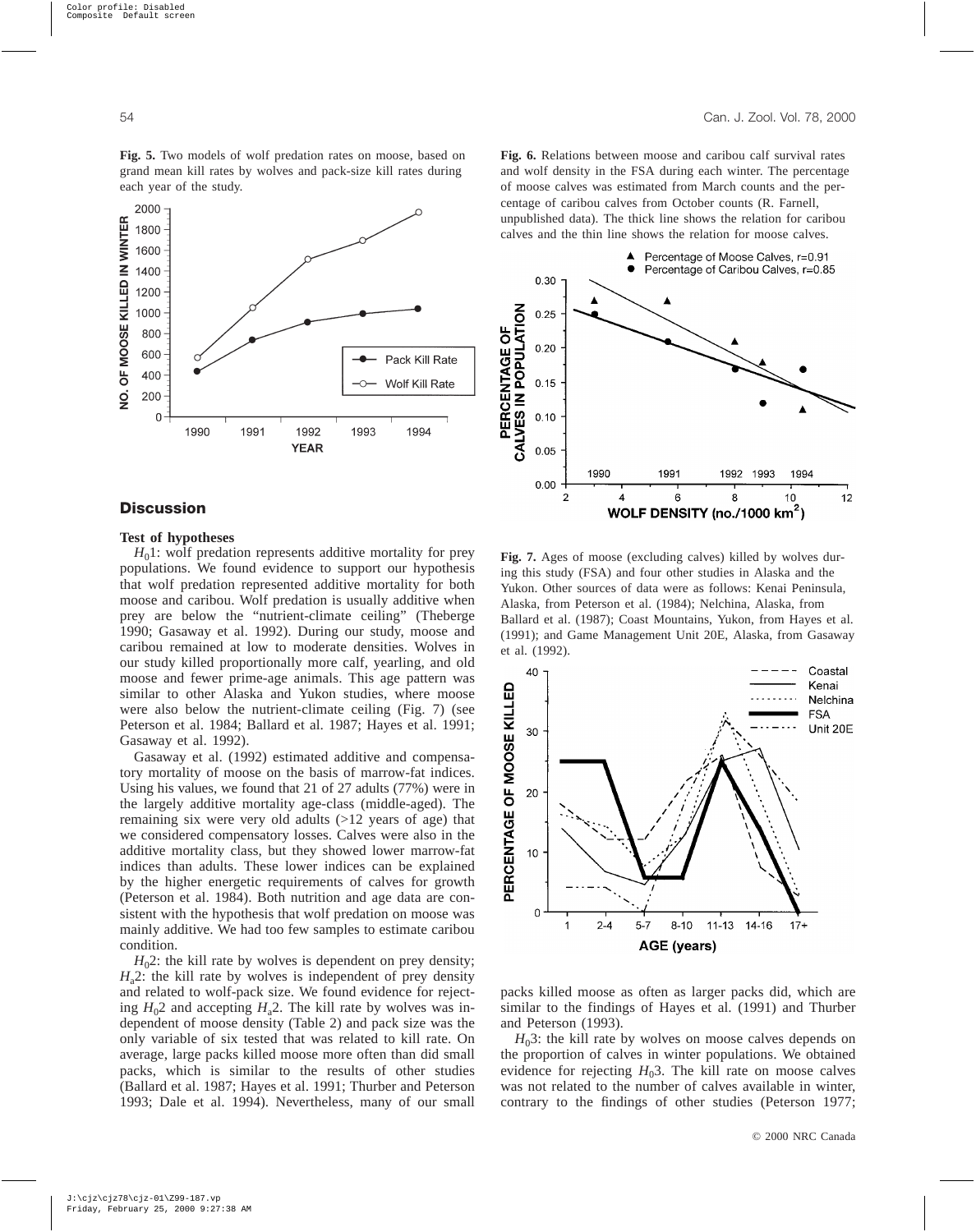**Fig. 5.** Two models of wolf predation rates on moose, based on grand mean kill rates by wolves and pack-size kill rates during each year of the study.

**Fig. 6.** Relations between moose and caribou calf survival rates and wolf density in the FSA during each winter. The percentage of moose calves was estimated from March counts and the percentage of caribou calves from October counts (R. Farnell, unpublished data). The thick line shows the relation for caribou calves and the thin line shows the relation for moose calves.

## Discussion

### Test of hypotheses

$H_0$1: wolf predation represents additive mortality for prey populations. We found evidence to support our hypothesis that wolf predation represented additive mortality for both moose and caribou. Wolf predation is usually additive when prey are below the "nutrient-climate ceiling" (Theberge 1990; Gasaway et al. 1992). During our study, moose and caribou remained at low to moderate densities. Wolves in our study killed proportionally more calf, yearling, and old moose and fewer prime-age animals. This age pattern was similar to other Alaska and Yukon studies, where moose were also below the nutrient-climate ceiling (Fig. 7) (see Peterson et al. 1984; Ballard et al. 1987; Hayes et al. 1991; Gasaway et al. 1992).

Gasaway et al. (1992) estimated additive and compensatory mortality of moose on the basis of marrow-fat indices. Using his values, we found that 21 of 27 adults (77%) were in the largely additive mortality age-class (middle-aged). The remaining six were very old adults (>12 years of age) that we considered compensatory losses. Calves were also in the additive mortality class, but they showed lower marrow-fat indices than adults. These lower indices can be explained by the higher energetic requirements of calves for growth (Peterson et al. 1984). Both nutrition and age data are consistent with the hypothesis that wolf predation on moose was mainly additive. We had too few samples to estimate caribou condition.

$H_0$2: the kill rate by wolves is dependent on prey density; $H_a$2: the kill rate by wolves is independent of prey density and related to wolf-pack size. We found evidence for rejecting $H_0$2 and accepting $H_a$2. The kill rate by wolves was independent of moose density (Table 2) and pack size was the only variable of six tested that was related to kill rate. On average, large packs killed moose more often than did small packs, which is similar to the results of other studies (Ballard et al. 1987; Hayes et al. 1991; Thurber and Peterson 1993; Dale et al. 1994). Nevertheless, many of our small packs killed moose as often as larger packs did, which are similar to the findings of Hayes et al. (1991) and Thurber and Peterson (1993).

**Fig. 7.** Ages of moose (excluding calves) killed by wolves during this study (FSA) and four other studies in Alaska and the Yukon. Other sources of data were as follows: Kenai Peninsula, Alaska, from Peterson et al. (1984); Nelchina, Alaska, from Ballard et al. (1987); Coast Mountains, Yukon, from Hayes et al. (1991); and Game Management Unit 20E, Alaska, from Gasaway et al. (1992).

$H_0$3: the kill rate by wolves on moose calves depends on the proportion of calves in winter populations. We obtained evidence for rejecting $H_0$3. The kill rate on moose calves was not related to the number of calves available in winter, contrary to the findings of other studies (Peterson 1977;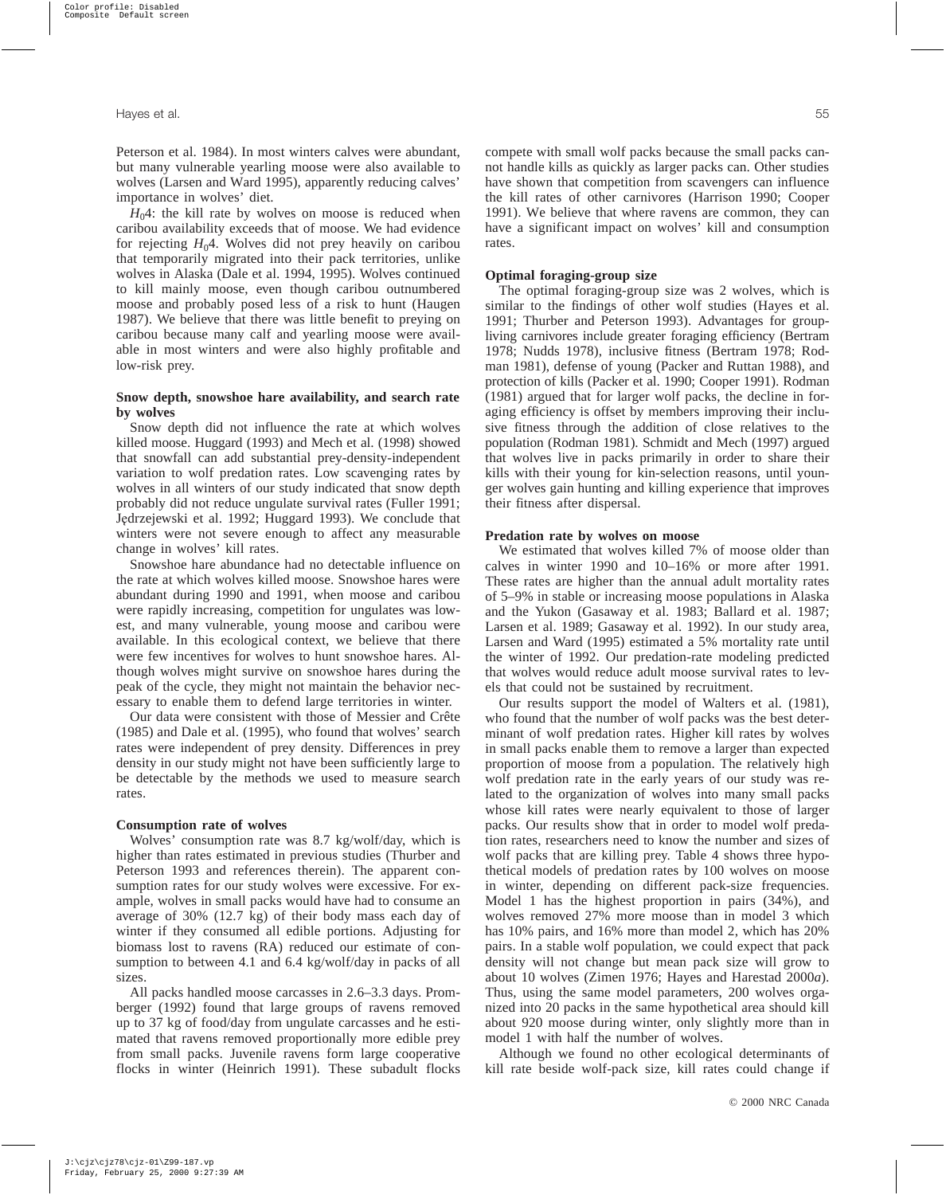Peterson et al. 1984). In most winters calves were abundant, but many vulnerable yearling moose were also available to wolves (Larsen and Ward 1995), apparently reducing calves' importance in wolves' diet.

$H_0$4: the kill rate by wolves on moose is reduced when caribou availability exceeds that of moose. We had evidence for rejecting $H_0$4. Wolves did not prey heavily on caribou that temporarily migrated into their pack territories, unlike wolves in Alaska (Dale et al. 1994, 1995). Wolves continued to kill mainly moose, even though caribou outnumbered moose and probably posed less of a risk to hunt (Haugen 1987). We believe that there was little benefit to preying on caribou because many calf and yearling moose were available in most winters and were also highly profitable and low-risk prey.

### Snow depth, snowshoe hare availability, and search rate by wolves

Snow depth did not influence the rate at which wolves killed moose. Huggard (1993) and Mech et al. (1998) showed that snowfall can add substantial prey-density-independent variation to wolf predation rates. Low scavenging rates by wolves in all winters of our study indicated that snow depth probably did not reduce ungulate survival rates (Fuller 1991; Jędrzejewski et al. 1992; Huggard 1993). We conclude that winters were not severe enough to affect any measurable change in wolves' kill rates.

Snowshoe hare abundance had no detectable influence on the rate at which wolves killed moose. Snowshoe hares were abundant during 1990 and 1991, when moose and caribou were rapidly increasing, competition for ungulates was lowest, and many vulnerable, young moose and caribou were available. In this ecological context, we believe that there were few incentives for wolves to hunt snowshoe hares. Although wolves might survive on snowshoe hares during the peak of the cycle, they might not maintain the behavior necessary to enable them to defend large territories in winter.

Our data were consistent with those of Messier and Crête (1985) and Dale et al. (1995), who found that wolves' search rates were independent of prey density. Differences in prey density in our study might not have been sufficiently large to be detectable by the methods we used to measure search rates.

### Consumption rate of wolves

Wolves' consumption rate was 8.7 kg/wolf/day, which is higher than rates estimated in previous studies (Thurber and Peterson 1993 and references therein). The apparent consumption rates for our study wolves were excessive. For example, wolves in small packs would have had to consume an average of 30% (12.7 kg) of their body mass each day of winter if they consumed all edible portions. Adjusting for biomass lost to ravens (RA) reduced our estimate of consumption to between 4.1 and 6.4 kg/wolf/day in packs of all sizes.

All packs handled moose carcasses in 2.6–3.3 days. Promberger (1992) found that large groups of ravens removed up to 37 kg of food/day from ungulate carcasses and he estimated that ravens removed proportionally more edible prey from small packs. Juvenile ravens form large cooperative flocks in winter (Heinrich 1991). These subadult flocks compete with small wolf packs because the small packs cannot handle kills as quickly as larger packs can. Other studies have shown that competition from scavengers can influence the kill rates of other carnivores (Harrison 1990; Cooper 1991). We believe that where ravens are common, they can have a significant impact on wolves' kill and consumption rates.

### Optimal foraging-group size

The optimal foraging-group size was 2 wolves, which is similar to the findings of other wolf studies (Hayes et al. 1991; Thurber and Peterson 1993). Advantages for group-living carnivores include greater foraging efficiency (Bertram 1978; Nudds 1978), inclusive fitness (Bertram 1978; Rodman 1981), defense of young (Packer and Ruttan 1988), and protection of kills (Packer et al. 1990; Cooper 1991). Rodman (1981) argued that for larger wolf packs, the decline in foraging efficiency is offset by members improving their inclusive fitness through the addition of close relatives to the population (Rodman 1981). Schmidt and Mech (1997) argued that wolves live in packs primarily in order to share their kills with their young for kin-selection reasons, until younger wolves gain hunting and killing experience that improves their fitness after dispersal.

### Predation rate by wolves on moose

We estimated that wolves killed 7% of moose older than calves in winter 1990 and 10–16% or more after 1991. These rates are higher than the annual adult mortality rates of 5–9% in stable or increasing moose populations in Alaska and the Yukon (Gasaway et al. 1983; Ballard et al. 1987; Larsen et al. 1989; Gasaway et al. 1992). In our study area, Larsen and Ward (1995) estimated a 5% mortality rate until the winter of 1992. Our predation-rate modeling predicted that wolves would reduce adult moose survival rates to levels that could not be sustained by recruitment.

Our results support the model of Walters et al. (1981), who found that the number of wolf packs was the best determinant of wolf predation rates. Higher kill rates by wolves in small packs enable them to remove a larger than expected proportion of moose from a population. The relatively high wolf predation rate in the early years of our study was related to the organization of wolves into many small packs whose kill rates were nearly equivalent to those of larger packs. Our results show that in order to model wolf predation rates, researchers need to know the number and sizes of wolf packs that are killing prey. Table 4 shows three hypothetical models of predation rates by 100 wolves on moose in winter, depending on different pack-size frequencies. Model 1 has the highest proportion in pairs (34%), and wolves removed 27% more moose than in model 3 which has 10% pairs, and 16% more than model 2, which has 20% pairs. In a stable wolf population, we could expect that pack density will not change but mean pack size will grow to about 10 wolves (Zimen 1976; Hayes and Harestad 2000*a*). Thus, using the same model parameters, 200 wolves organized into 20 packs in the same hypothetical area should kill about 920 moose during winter, only slightly more than in model 1 with half the number of wolves.

Although we found no other ecological determinants of kill rate beside wolf-pack size, kill rates could change if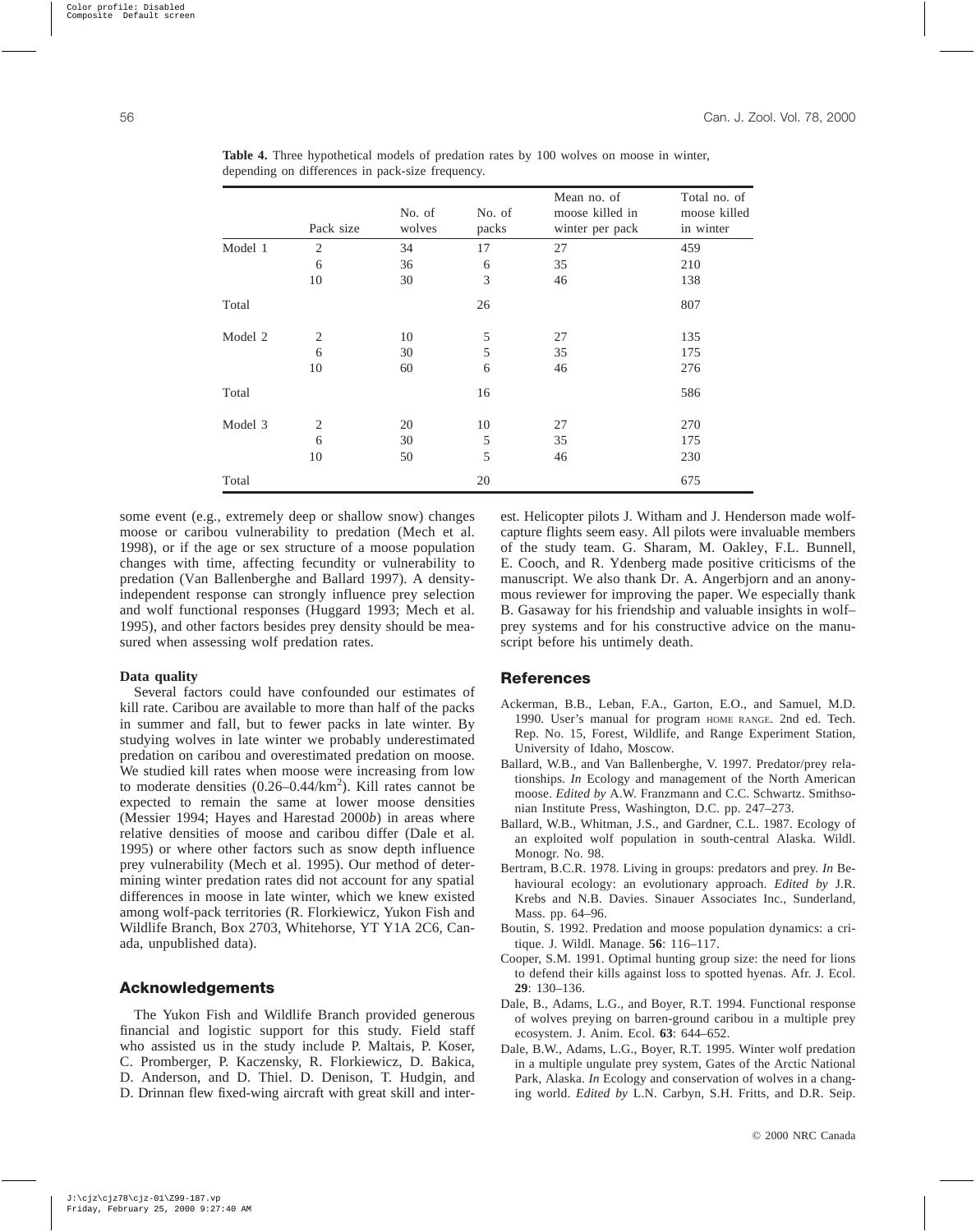**Table 4.** Three hypothetical models of predation rates by 100 wolves on moose in winter, depending on differences in pack-size frequency.

| | Pack size | No. of wolves | No. of packs | Mean no. of moose killed in winter per pack | Total no. of moose killed in winter |
|---|---|---|---|---|---|
| Model 1 | 2 | 34 | 17 | 27 | 459 |
| | 6 | 36 | 6 | 35 | 210 |
| | 10 | 30 | 3 | 46 | 138 |
| Total | | | 26 | | 807 |
| Model 2 | 2 | 10 | 5 | 27 | 135 |
| | 6 | 30 | 5 | 35 | 175 |
| | 10 | 60 | 6 | 46 | 276 |
| Total | | | 16 | | 586 |
| Model 3 | 2 | 20 | 10 | 27 | 270 |
| | 6 | 30 | 5 | 35 | 175 |
| | 10 | 50 | 5 | 46 | 230 |
| Total | | | 20 | | 675 |

some event (e.g., extremely deep or shallow snow) changes moose or caribou vulnerability to predation (Mech et al. 1998), or if the age or sex structure of a moose population changes with time, affecting fecundity or vulnerability to predation (Van Ballenberghe and Ballard 1997). A density-independent response can strongly influence prey selection and wolf functional responses (Huggard 1993; Mech et al. 1995), and other factors besides prey density should be measured when assessing wolf predation rates.

### Data quality

Several factors could have confounded our estimates of kill rate. Caribou are available to more than half of the packs in summer and fall, but to fewer packs in late winter. By studying wolves in late winter we probably underestimated predation on caribou and overestimated predation on moose. We studied kill rates when moose were increasing from low to moderate densities (0.26–0.44/km$^2$). Kill rates cannot be expected to remain the same at lower moose densities (Messier 1994; Hayes and Harestad 2000*b*) in areas where relative densities of moose and caribou differ (Dale et al. 1995) or where other factors such as snow depth influence prey vulnerability (Mech et al. 1995). Our method of determining winter predation rates did not account for any spatial differences in moose in late winter, which we knew existed among wolf-pack territories (R. Florkiewicz, Yukon Fish and Wildlife Branch, Box 2703, Whitehorse, YT Y1A 2C6, Canada, unpublished data).

## Acknowledgements

The Yukon Fish and Wildlife Branch provided generous financial and logistic support for this study. Field staff who assisted us in the study include P. Maltais, P. Koser, C. Promberger, P. Kaczensky, R. Florkiewicz, D. Bakica, D. Anderson, and D. Thiel. D. Denison, T. Hudgin, and D. Drinnan flew fixed-wing aircraft with great skill and interest. Helicopter pilots J. Witham and J. Henderson made wolf-capture flights seem easy. All pilots were invaluable members of the study team. G. Sharam, M. Oakley, F.L. Bunnell, E. Cooch, and R. Ydenberg made positive criticisms of the manuscript. We also thank Dr. A. Angerbjorn and an anonymous reviewer for improving the paper. We especially thank B. Gasaway for his friendship and valuable insights in wolf–prey systems and for his constructive advice on the manuscript before his untimely death.

## References

Ackerman, B.B., Leban, F.A., Garton, E.O., and Samuel, M.D. 1990. User's manual for program HOME RANGE. 2nd ed. Tech. Rep. No. 15, Forest, Wildlife, and Range Experiment Station, University of Idaho, Moscow.

Ballard, W.B., and Van Ballenberghe, V. 1997. Predator/prey relationships. *In* Ecology and management of the North American moose. *Edited by* A.W. Franzmann and C.C. Schwartz. Smithsonian Institute Press, Washington, D.C. pp. 247–273.

Ballard, W.B., Whitman, J.S., and Gardner, C.L. 1987. Ecology of an exploited wolf population in south-central Alaska. Wildl. Monogr. No. 98.

Bertram, B.C.R. 1978. Living in groups: predators and prey. *In* Behavioural ecology: an evolutionary approach. *Edited by* J.R. Krebs and N.B. Davies. Sinauer Associates Inc., Sunderland, Mass. pp. 64–96.

Boutin, S. 1992. Predation and moose population dynamics: a critique. J. Wildl. Manage. **56**: 116–117.

Cooper, S.M. 1991. Optimal hunting group size: the need for lions to defend their kills against loss to spotted hyenas. Afr. J. Ecol. **29**: 130–136.

Dale, B., Adams, L.G., and Boyer, R.T. 1994. Functional response of wolves preying on barren-ground caribou in a multiple prey ecosystem. J. Anim. Ecol. **63**: 644–652.

Dale, B.W., Adams, L.G., Boyer, R.T. 1995. Winter wolf predation in a multiple ungulate prey system, Gates of the Arctic National Park, Alaska. *In* Ecology and conservation of wolves in a changing world. *Edited by* L.N. Carbyn, S.H. Fritts, and D.R. Seip.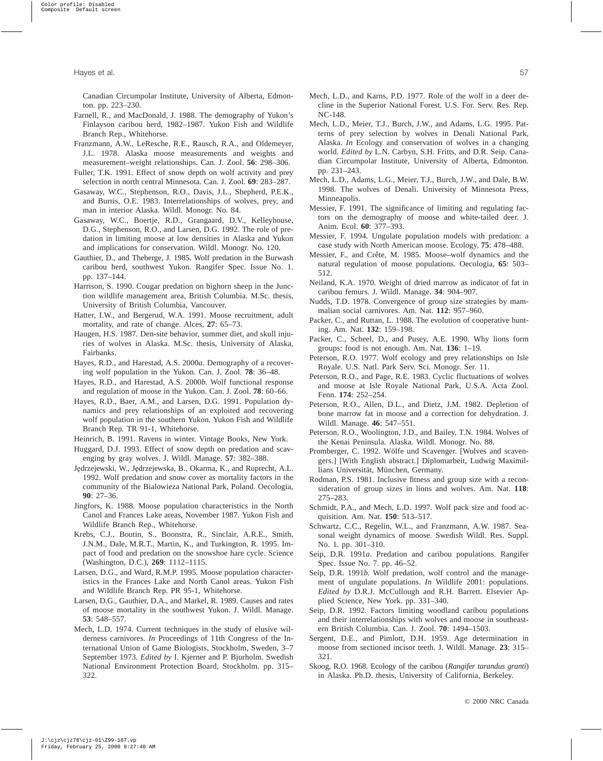Canadian Circumpolar Institute, University of Alberta, Edmonton. pp. 223–230.

Farnell, R., and MacDonald, J. 1988. The demography of Yukon's Finlayson caribou herd, 1982–1987. Yukon Fish and Wildlife Branch Rep., Whitehorse.

Franzmann, A.W., LeResche, R.E., Rausch, R.A., and Oldemeyer, J.L. 1978. Alaska moose measurements and weights and measurement–weight relationships. Can. J. Zool. **56**: 298–306.

Fuller, T.K. 1991. Effect of snow depth on wolf activity and prey selection in north central Minnesota. Can. J. Zool. **69**: 283–287.

Gasaway, W.C., Stephenson, R.O., Davis, J.L., Shepherd, P.E.K., and Burris, O.E. 1983. Interrelationships of wolves, prey, and man in interior Alaska. Wildl. Monogr. No. 84.

Gasaway, W.C., Boertje, R.D., Grangaard, D.V., Kelleyhouse, D.G., Stephenson, R.O., and Larsen, D.G. 1992. The role of predation in limiting moose at low densities in Alaska and Yukon and implications for conservation. Wildl. Monogr. No. 120.

Gauthier, D., and Theberge, J. 1985. Wolf predation in the Burwash caribou herd, southwest Yukon. Rangifer Spec. Issue No. 1. pp. 137–144.

Harrison, S. 1990. Cougar predation on bighorn sheep in the Junction wildlife management area, British Columbia. M.Sc. thesis, University of British Columbia, Vancouver.

Hatter, I.W., and Bergerud, W.A. 1991. Moose recruitment, adult mortality, and rate of change. Alces, **27**: 65–73.

Haugen, H.S. 1987. Den-site behavior, summer diet, and skull injuries of wolves in Alaska. M.Sc. thesis, University of Alaska, Fairbanks.

Hayes, R.D., and Harestad, A.S. 2000*a*. Demography of a recovering wolf population in the Yukon. Can. J. Zool. **78**: 36–48.

Hayes, R.D., and Harestad, A.S. 2000*b*. Wolf functional response and regulation of moose in the Yukon. Can. J. Zool. **78**: 60–66.

Hayes, R.D., Baer, A.M., and Larsen, D.G. 1991. Population dynamics and prey relationships of an exploited and recovering wolf population in the southern Yukon. Yukon Fish and Wildlife Branch Rep. TR 91-1, Whitehorse.

Heinrich, B. 1991. Ravens in winter. Vintage Books, New York.

Huggard, D.J. 1993. Effect of snow depth on predation and scavenging by gray wolves. J. Wildl. Manage. **57**: 382–388.

Jędrzejewski, W., Jędrzejewska, B., Okarma, K., and Ruprecht, A.L. 1992. Wolf predation and snow cover as mortality factors in the community of the Bialowieza National Park, Poland. Oecologia, **90**: 27–36.

Jingfors, K. 1988. Moose population characteristics in the North Canol and Frances Lake areas, November 1987. Yukon Fish and Wildlife Branch Rep., Whitehorse.

Krebs, C.J., Boutin, S., Boonstra, R., Sinclair, A.R.E., Smith, J.N.M., Dale, M.R.T., Martin, K., and Turkington, R. 1995. Impact of food and predation on the snowshoe hare cycle. Science (Washington, D.C.), **269**: 1112–1115.

Larsen, D.G., and Ward, R.M.P. 1995. Moose population characteristics in the Frances Lake and North Canol areas. Yukon Fish and Wildlife Branch Rep. PR 95-1, Whitehorse.

Larsen, D.G., Gauthier, D.A., and Markel, R. 1989. Causes and rates of moose mortality in the southwest Yukon. J. Wildl. Manage. **53**: 548–557.

Mech, L.D. 1974. Current techniques in the study of elusive wilderness carnivores. *In* Proceedings of 11th Congress of the International Union of Game Biologists, Stockholm, Sweden, 3–7 September 1973. *Edited by* I. Kjerner and P. Bjurholm. Swedish National Environment Protection Board, Stockholm. pp. 315–322.

Mech, L.D., and Karns, P.D. 1977. Role of the wolf in a deer decline in the Superior National Forest. U.S. For. Serv. Res. Rep. NC-148.

Mech, L.D., Meier, T.J., Burch, J.W., and Adams, L.G. 1995. Patterns of prey selection by wolves in Denali National Park, Alaska. *In* Ecology and conservation of wolves in a changing world. *Edited by* L.N. Carbyn, S.H. Fritts, and D.R. Seip. Canadian Circumpolar Institute, University of Alberta, Edmonton. pp. 231–243.

Mech, L.D., Adams, L.G., Meier, T.J., Burch, J.W., and Dale, B.W. 1998. The wolves of Denali. University of Minnesota Press, Minneapolis.

Messier, F. 1991. The significance of limiting and regulating factors on the demography of moose and white-tailed deer. J. Anim. Ecol. **60**: 377–393.

Messier, F. 1994. Ungulate population models with predation: a case study with North American moose. Ecology, **75**: 478–488.

Messier, F., and Crête, M. 1985. Moose–wolf dynamics and the natural regulation of moose populations. Oecologia, **65**: 503–512.

Neiland, K.A. 1970. Weight of dried marrow as indicator of fat in caribou femurs. J. Wildl. Manage. **34**: 904–907.

Nudds, T.D. 1978. Convergence of group size strategies by mammalian social carnivores. Am. Nat. **112**: 957–960.

Packer, C., and Ruttan, L. 1988. The evolution of cooperative hunting. Am. Nat. **132**: 159–198.

Packer, C., Scheel, D., and Pusey, A.E. 1990. Why lions form groups: food is not enough. Am. Nat. **136**: 1–19.

Peterson, R.O. 1977. Wolf ecology and prey relationships on Isle Royale. U.S. Natl. Park Serv. Sci. Monogr. Ser. 11.

Peterson, R.O., and Page, R.E. 1983. Cyclic fluctuations of wolves and moose at Isle Royale National Park, U.S.A. Acta Zool. Fenn. **174**: 252–254.

Peterson, R.O., Allen, D.L., and Dietz, J.M. 1982. Depletion of bone marrow fat in moose and a correction for dehydration. J. Wildl. Manage. **46**: 547–551.

Peterson, R.O., Woolington, J.D., and Bailey, T.N. 1984. Wolves of the Kenai Peninsula. Alaska. Wildl. Monogr. No. 88.

Promberger, C. 1992. Wölfe und Scavenger. [Wolves and scavengers.] [With English abstract.] Diplomarbeit, Ludwig Maximillians Universität, München, Germany.

Rodman, P.S. 1981. Inclusive fitness and group size with a reconsideration of group sizes in lions and wolves. Am. Nat. **118**: 275–283.

Schmidt, P.A., and Mech, L.D. 1997. Wolf pack size and food acquisition. Am. Nat. **150**: 513–517.

Schwartz, C.C., Regelin, W.L., and Franzmann, A.W. 1987. Seasonal weight dynamics of moose. Swedish Wildl. Res. Suppl. No. 1. pp. 301–310.

Seip, D.R. 1991*a*. Predation and caribou populations. Rangifer Spec. Issue No. 7. pp. 46–52.

Seip, D.R. 1991*b*. Wolf predation, wolf control and the management of ungulate populations. *In* Wildlife 2001: populations. *Edited by* D.R.J. McCullough and R.H. Barrett. Elsevier Applied Science, New York. pp. 331–340.

Seip, D.R. 1992. Factors limiting woodland caribou populations and their interrelationships with wolves and moose in southeastern British Columbia. Can. J. Zool. **70**: 1494–1503.

Sergent, D.E., and Pimlott, D.H. 1959. Age determination in moose from sectioned incisor teeth. J. Wildl. Manage. **23**: 315–321.

Skoog, R.O. 1968. Ecology of the caribou (*Rangifer tarandus granti*) in Alaska. Ph.D. thesis, University of California, Berkeley.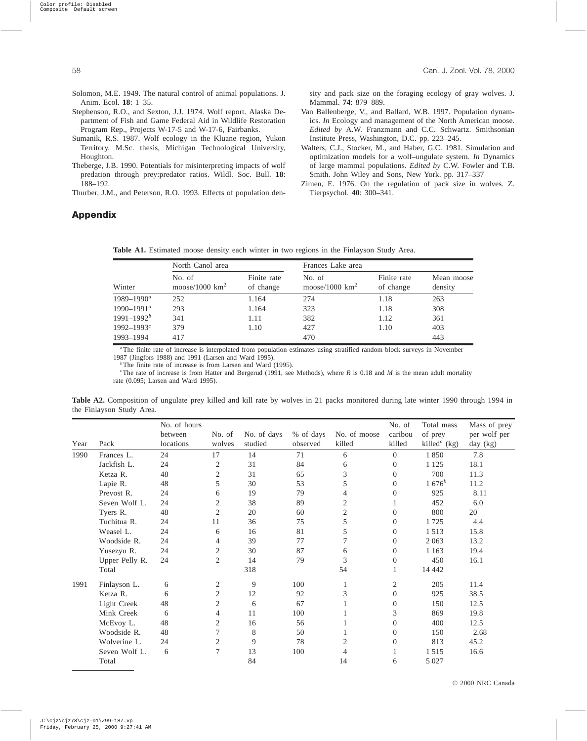Solomon, M.E. 1949. The natural control of animal populations. J. Anim. Ecol. **18**: 1–35.

Stephenson, R.O., and Sexton, J.J. 1974. Wolf report. Alaska Department of Fish and Game Federal Aid in Wildlife Restoration Program Rep., Projects W-17-5 and W-17-6, Fairbanks.

Sumanik, R.S. 1987. Wolf ecology in the Kluane region, Yukon Territory. M.Sc. thesis, Michigan Technological University, Houghton.

Theberge, J.B. 1990. Potentials for misinterpreting impacts of wolf predation through prey:predator ratios. Wildl. Soc. Bull. **18**: 188–192.

Thurber, J.M., and Peterson, R.O. 1993. Effects of population density and pack size on the foraging ecology of gray wolves. J. Mammal. **74**: 879–889.

Van Ballenberge, V., and Ballard, W.B. 1997. Population dynamics. *In* Ecology and management of the North American moose. *Edited by* A.W. Franzmann and C.C. Schwartz. Smithsonian Institute Press, Washington, D.C. pp. 223–245.

Walters, C.J., Stocker, M., and Haber, G.C. 1981. Simulation and optimization models for a wolf–ungulate system. *In* Dynamics of large mammal populations. *Edited by* C.W. Fowler and T.B. Smith. John Wiley and Sons, New York. pp. 317–337

Zimen, E. 1976. On the regulation of pack size in wolves. Z. Tierpsychol. **40**: 300–341.

## Appendix

**Table A1.** Estimated moose density each winter in two regions in the Finlayson Study Area.

| | North Canol area | | Frances Lake area | | |
|---|---|---|---|---|---|
| Winter | No. of moose/1000 $km^2$ | Finite rate of change | No. of moose/1000 $km^2$ | Finite rate of change | Mean moose density |
| 1989–1990[a] | 252 | 1.164 | 274 | 1.18 | 263 |
| 1990–1991[a] | 293 | 1.164 | 323 | 1.18 | 308 |
| 1991–1992[b] | 341 | 1.11 | 382 | 1.12 | 361 |
| 1992–1993[c] | 379 | 1.10 | 427 | 1.10 | 403 |
| 1993–1994 | 417 | | 470 | | 443 |

[a] The finite rate of increase is interpolated from population estimates using stratified random block surveys in November 1987 (Jingfors 1988) and 1991 (Larsen and Ward 1995).

[b] The finite rate of increase is from Larsen and Ward (1995).

[c] The rate of increase is from Hatter and Bergerud (1991, see Methods), where *R* is 0.18 and *M* is the mean adult mortality rate (0.095; Larsen and Ward 1995).

**Table A2.** Composition of ungulate prey killed and kill rate by wolves in 21 packs monitored during late winter 1990 through 1994 in the Finlayson Study Area.

| Year | Pack | No. of hours between locations | No. of wolves | No. of days studied | % of days observed | No. of moose killed | No. of caribou killed | Total mass of prey killed[a] (kg) | Mass of prey per wolf per day (kg) |
|---|---|---|---|---|---|---|---|---|---|
| 1990 | Frances L. | 24 | 17 | 14 | 71 | 6 | 0 | 1 850 | 7.8 |
| | Jackfish L. | 24 | 2 | 31 | 84 | 6 | 0 | 1 125 | 18.1 |
| | Ketza R. | 48 | 2 | 31 | 65 | 3 | 0 | 700 | 11.3 |
| | Lapie R. | 48 | 5 | 30 | 53 | 5 | 0 | 1 676[b] | 11.2 |
| | Prevost R. | 24 | 6 | 19 | 79 | 4 | 0 | 925 | 8.11 |
| | Seven Wolf L. | 24 | 2 | 38 | 89 | 2 | 1 | 452 | 6.0 |
| | Tyers R. | 48 | 2 | 20 | 60 | 2 | 0 | 800 | 20 |
| | Tuchitua R. | 24 | 11 | 36 | 75 | 5 | 0 | 1 725 | 4.4 |
| | Weasel L. | 24 | 6 | 16 | 81 | 5 | 0 | 1 513 | 15.8 |
| | Woodside R. | 24 | 4 | 39 | 77 | 7 | 0 | 2 063 | 13.2 |
| | Yusezyu R. | 24 | 2 | 30 | 87 | 6 | 0 | 1 163 | 19.4 |
| | Upper Pelly R. | 24 | 2 | 14 | 79 | 3 | 0 | 450 | 16.1 |
| | Total | | | 318 | | 54 | 1 | 14 442 | |
| 1991 | Finlayson L. | 6 | 2 | 9 | 100 | 1 | 2 | 205 | 11.4 |
| | Ketza R. | 6 | 2 | 12 | 92 | 3 | 0 | 925 | 38.5 |
| | Light Creek | 48 | 2 | 6 | 67 | 1 | 0 | 150 | 12.5 |
| | Mink Creek | 6 | 4 | 11 | 100 | 1 | 3 | 869 | 19.8 |
| | McEvoy L. | 48 | 2 | 16 | 56 | 1 | 0 | 400 | 12.5 |
| | Woodside R. | 48 | 7 | 8 | 50 | 1 | 0 | 150 | 2.68 |
| | Wolverine L. | 24 | 2 | 9 | 78 | 2 | 0 | 813 | 45.2 |
| | Seven Wolf L. | 6 | 7 | 13 | 100 | 4 | 1 | 1 515 | 16.6 |
| | Total | | | 84 | | 14 | 6 | 5 027 | |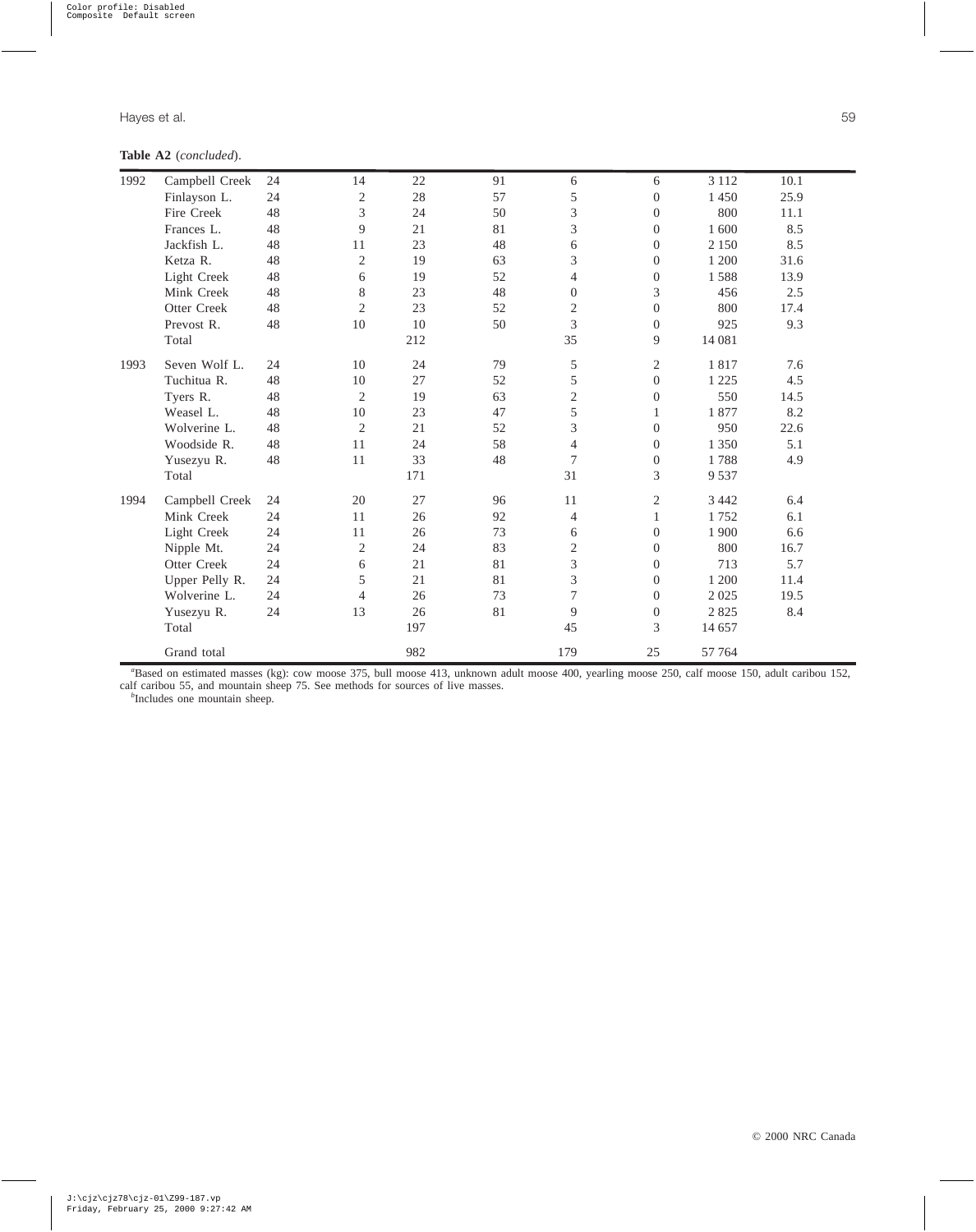**Table A2** (*concluded*).

| | | | | | | | | | |
|---|---|---|---|---|---|---|---|---|---|
| 1992 | Campbell Creek | 24 | 14 | 22 | 91 | 6 | 6 | 3 112 | 10.1 |
| | Finlayson L. | 24 | 2 | 28 | 57 | 5 | 0 | 1 450 | 25.9 |
| | Fire Creek | 48 | 3 | 24 | 50 | 3 | 0 | 800 | 11.1 |
| | Frances L. | 48 | 9 | 21 | 81 | 3 | 0 | 1 600 | 8.5 |
| | Jackfish L. | 48 | 11 | 23 | 48 | 6 | 0 | 2 150 | 8.5 |
| | Ketza R. | 48 | 2 | 19 | 63 | 3 | 0 | 1 200 | 31.6 |
| | Light Creek | 48 | 6 | 19 | 52 | 4 | 0 | 1 588 | 13.9 |
| | Mink Creek | 48 | 8 | 23 | 48 | 0 | 3 | 456 | 2.5 |
| | Otter Creek | 48 | 2 | 23 | 52 | 2 | 0 | 800 | 17.4 |
| | Prevost R. | 48 | 10 | 10 | 50 | 3 | 0 | 925 | 9.3 |
| | Total | | | 212 | | 35 | 9 | 14 081 | |
| 1993 | Seven Wolf L. | 24 | 10 | 24 | 79 | 5 | 2 | 1 817 | 7.6 |
| | Tuchitua R. | 48 | 10 | 27 | 52 | 5 | 0 | 1 225 | 4.5 |
| | Tyers R. | 48 | 2 | 19 | 63 | 2 | 0 | 550 | 14.5 |
| | Weasel L. | 48 | 10 | 23 | 47 | 5 | 1 | 1 877 | 8.2 |
| | Wolverine L. | 48 | 2 | 21 | 52 | 3 | 0 | 950 | 22.6 |
| | Woodside R. | 48 | 11 | 24 | 58 | 4 | 0 | 1 350 | 5.1 |
| | Yusezyu R. | 48 | 11 | 33 | 48 | 7 | 0 | 1 788 | 4.9 |
| | Total | | | 171 | | 31 | 3 | 9 537 | |
| 1994 | Campbell Creek | 24 | 20 | 27 | 96 | 11 | 2 | 3 442 | 6.4 |
| | Mink Creek | 24 | 11 | 26 | 92 | 4 | 1 | 1 752 | 6.1 |
| | Light Creek | 24 | 11 | 26 | 73 | 6 | 0 | 1 900 | 6.6 |
| | Nipple Mt. | 24 | 2 | 24 | 83 | 2 | 0 | 800 | 16.7 |
| | Otter Creek | 24 | 6 | 21 | 81 | 3 | 0 | 713 | 5.7 |
| | Upper Pelly R. | 24 | 5 | 21 | 81 | 3 | 0 | 1 200 | 11.4 |
| | Wolverine L. | 24 | 4 | 26 | 73 | 7 | 0 | 2 025 | 19.5 |
| | Yusezyu R. | 24 | 13 | 26 | 81 | 9 | 0 | 2 825 | 8.4 |
| | Total | | | 197 | | 45 | 3 | 14 657 | |
| | Grand total | | | 982 | | 179 | 25 | 57 764 | |

[a]Based on estimated masses (kg): cow moose 375, bull moose 413, unknown adult moose 400, yearling moose 250, calf moose 150, adult caribou 152, calf caribou 55, and mountain sheep 75. See methods for sources of live masses.
[b]Includes one mountain sheep.